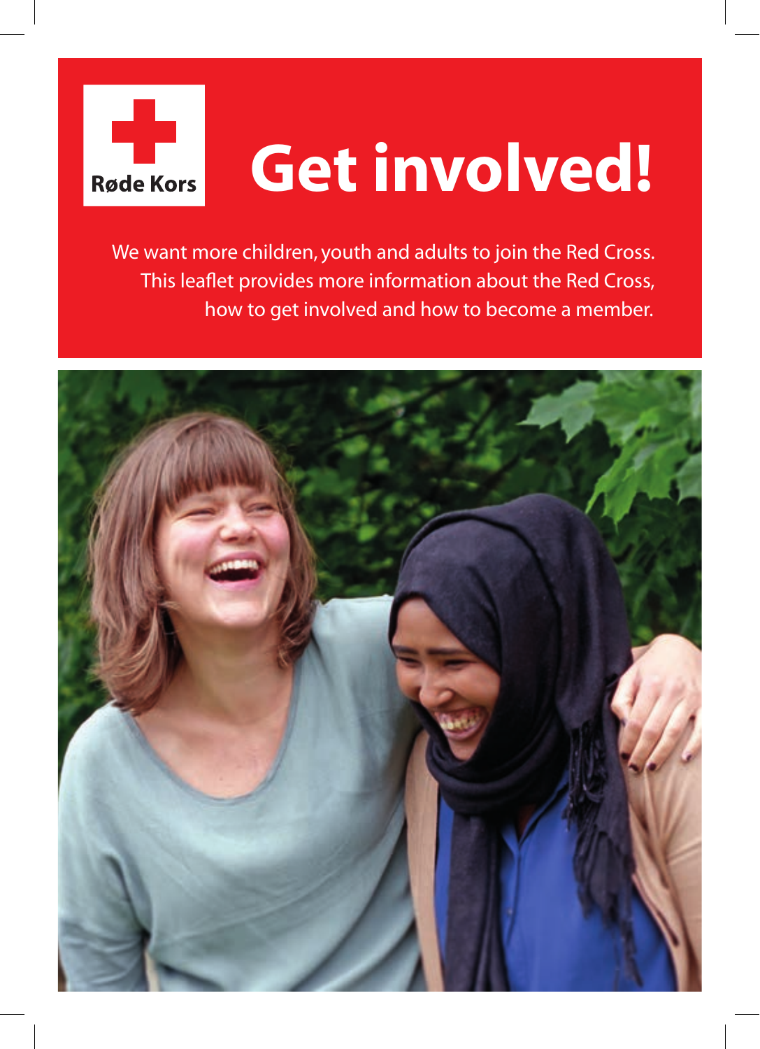Røde Kors

# Get involved!

We want more children, youth and adults to join the Red Cross. This leaflet provides more information about the Red Cross, how to get involved and how to become a member.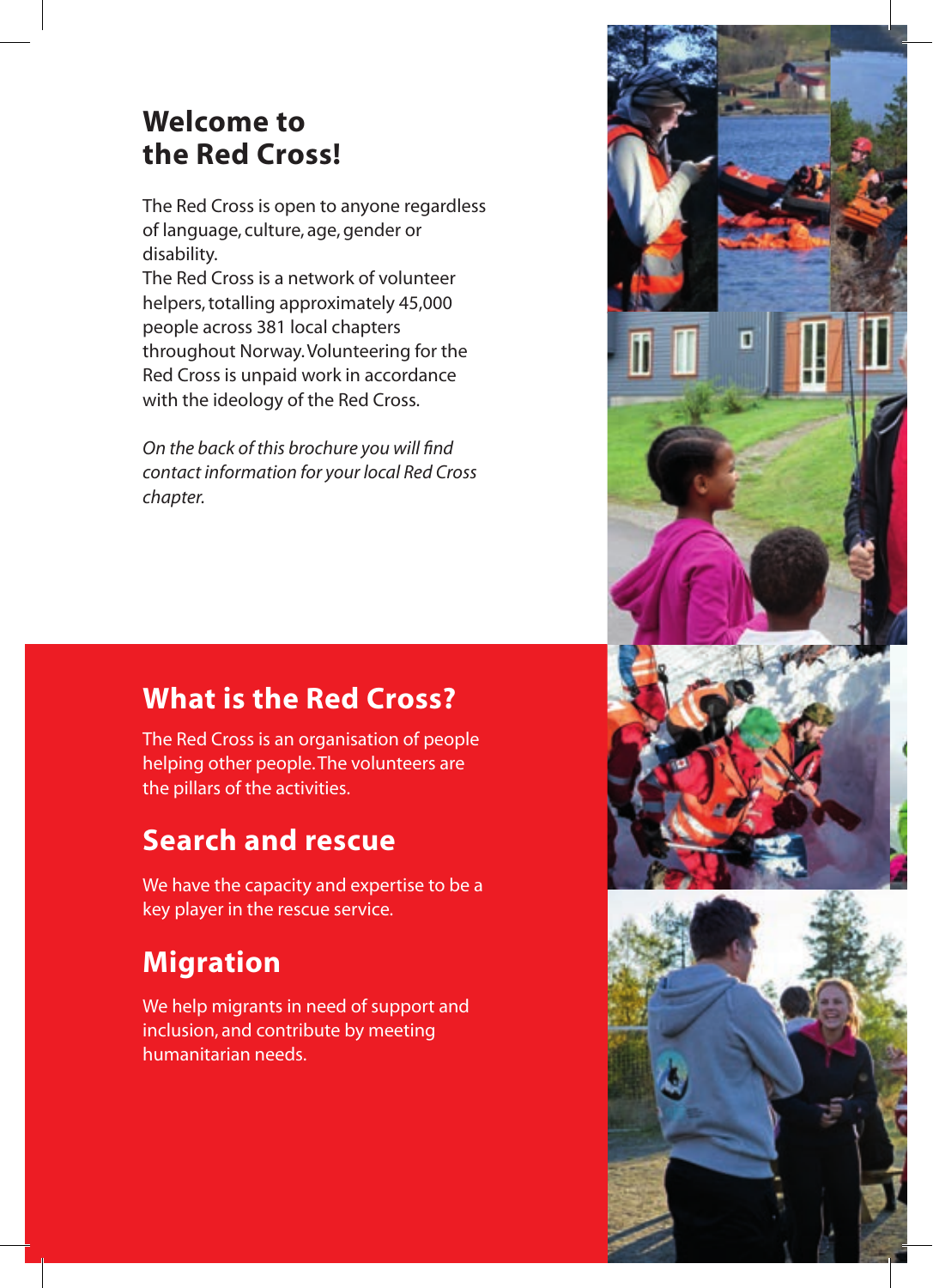# Welcome to the Red Cross!

The Red Cross is open to anyone regardless of language, culture, age, gender or disability.
The Red Cross is a network of volunteer helpers, totalling approximately 45,000 people across 381 local chapters throughout Norway. Volunteering for the Red Cross is unpaid work in accordance with the ideology of the Red Cross.

*On the back of this brochure you will find contact information for your local Red Cross chapter.*

## What is the Red Cross?

The Red Cross is an organisation of people helping other people. The volunteers are the pillars of the activities.

## Search and rescue

We have the capacity and expertise to be a key player in the rescue service.

## Migration

We help migrants in need of support and inclusion, and contribute by meeting humanitarian needs.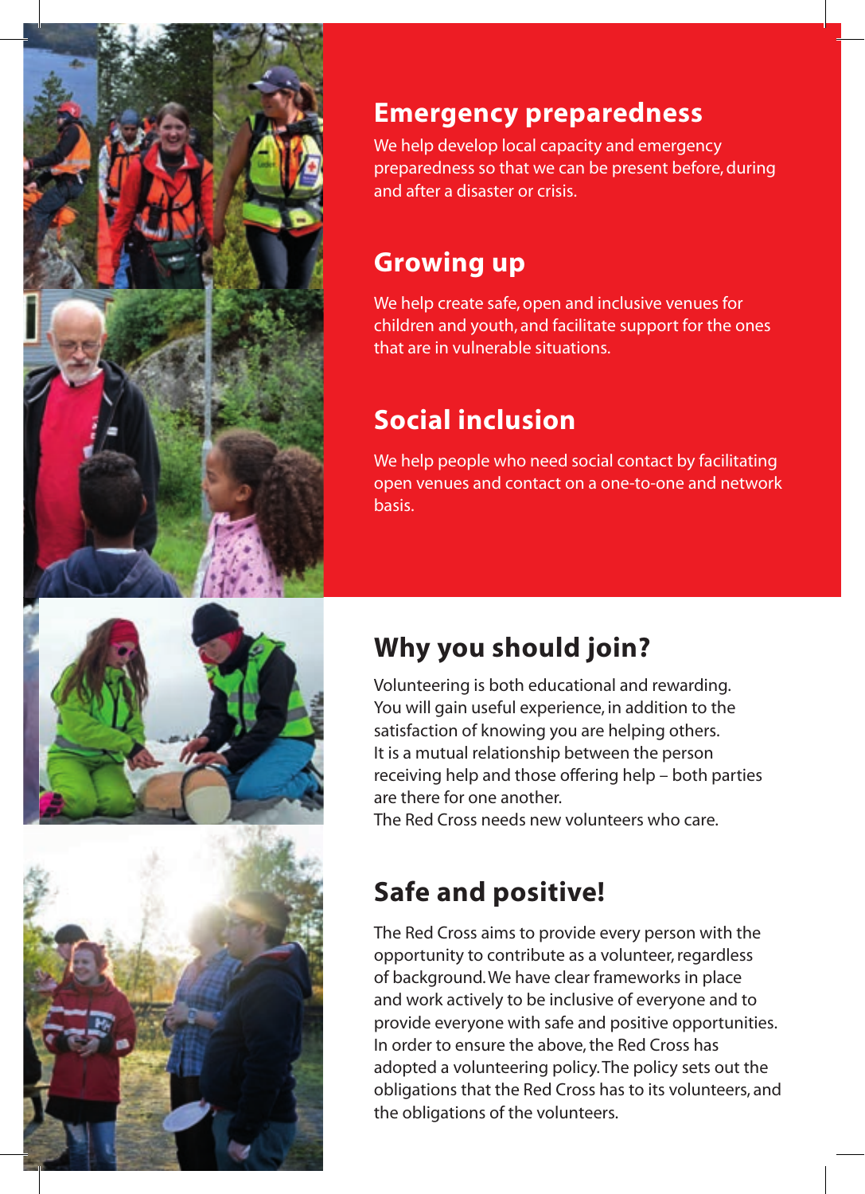## Emergency preparedness

We help develop local capacity and emergency preparedness so that we can be present before, during and after a disaster or crisis.

## Growing up

We help create safe, open and inclusive venues for children and youth, and facilitate support for the ones that are in vulnerable situations.

## Social inclusion

We help people who need social contact by facilitating open venues and contact on a one-to-one and network basis.

## Why you should join?

Volunteering is both educational and rewarding. You will gain useful experience, in addition to the satisfaction of knowing you are helping others. It is a mutual relationship between the person receiving help and those offering help – both parties are there for one another.
The Red Cross needs new volunteers who care.

## Safe and positive!

The Red Cross aims to provide every person with the opportunity to contribute as a volunteer, regardless of background. We have clear frameworks in place and work actively to be inclusive of everyone and to provide everyone with safe and positive opportunities. In order to ensure the above, the Red Cross has adopted a volunteering policy. The policy sets out the obligations that the Red Cross has to its volunteers, and the obligations of the volunteers.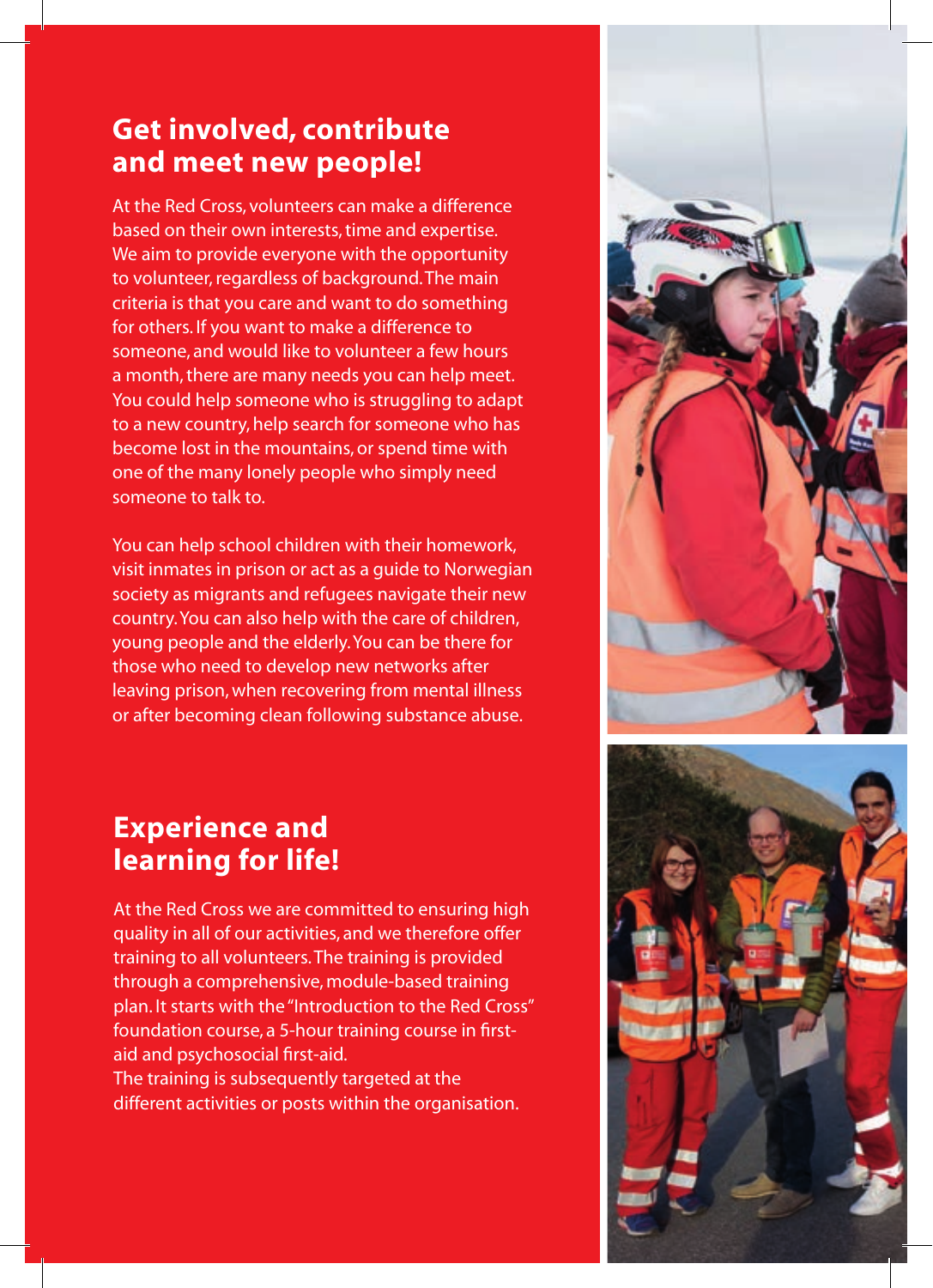## Get involved, contribute and meet new people!

At the Red Cross, volunteers can make a difference based on their own interests, time and expertise. We aim to provide everyone with the opportunity to volunteer, regardless of background. The main criteria is that you care and want to do something for others. If you want to make a difference to someone, and would like to volunteer a few hours a month, there are many needs you can help meet. You could help someone who is struggling to adapt to a new country, help search for someone who has become lost in the mountains, or spend time with one of the many lonely people who simply need someone to talk to.

You can help school children with their homework, visit inmates in prison or act as a guide to Norwegian society as migrants and refugees navigate their new country. You can also help with the care of children, young people and the elderly. You can be there for those who need to develop new networks after leaving prison, when recovering from mental illness or after becoming clean following substance abuse.

## Experience and learning for life!

At the Red Cross we are committed to ensuring high quality in all of our activities, and we therefore offer training to all volunteers. The training is provided through a comprehensive, module-based training plan. It starts with the "Introduction to the Red Cross" foundation course, a 5-hour training course in first-aid and psychosocial first-aid.
The training is subsequently targeted at the different activities or posts within the organisation.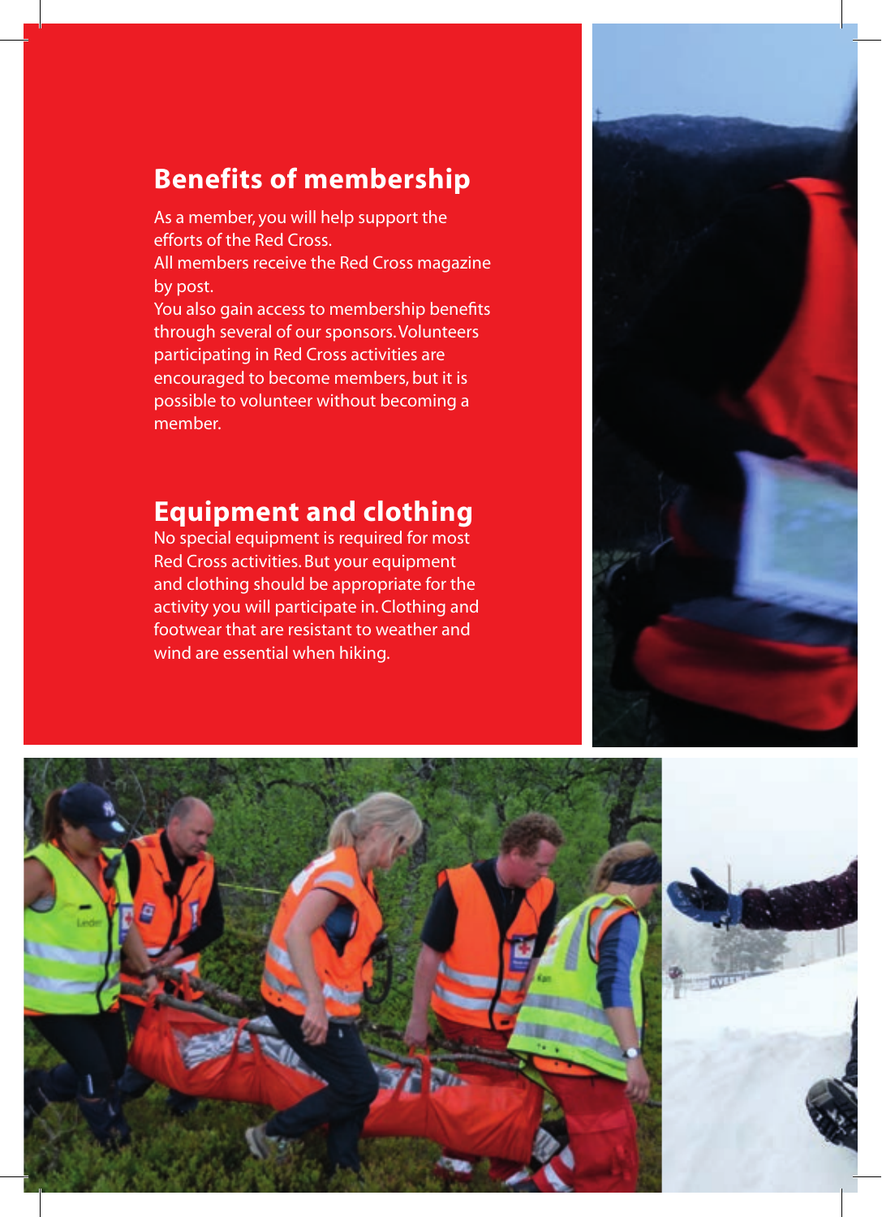## Benefits of membership

As a member, you will help support the efforts of the Red Cross.
All members receive the Red Cross magazine by post.
You also gain access to membership benefits through several of our sponsors. Volunteers participating in Red Cross activities are encouraged to become members, but it is possible to volunteer without becoming a member.

## Equipment and clothing

No special equipment is required for most Red Cross activities. But your equipment and clothing should be appropriate for the activity you will participate in. Clothing and footwear that are resistant to weather and wind are essential when hiking.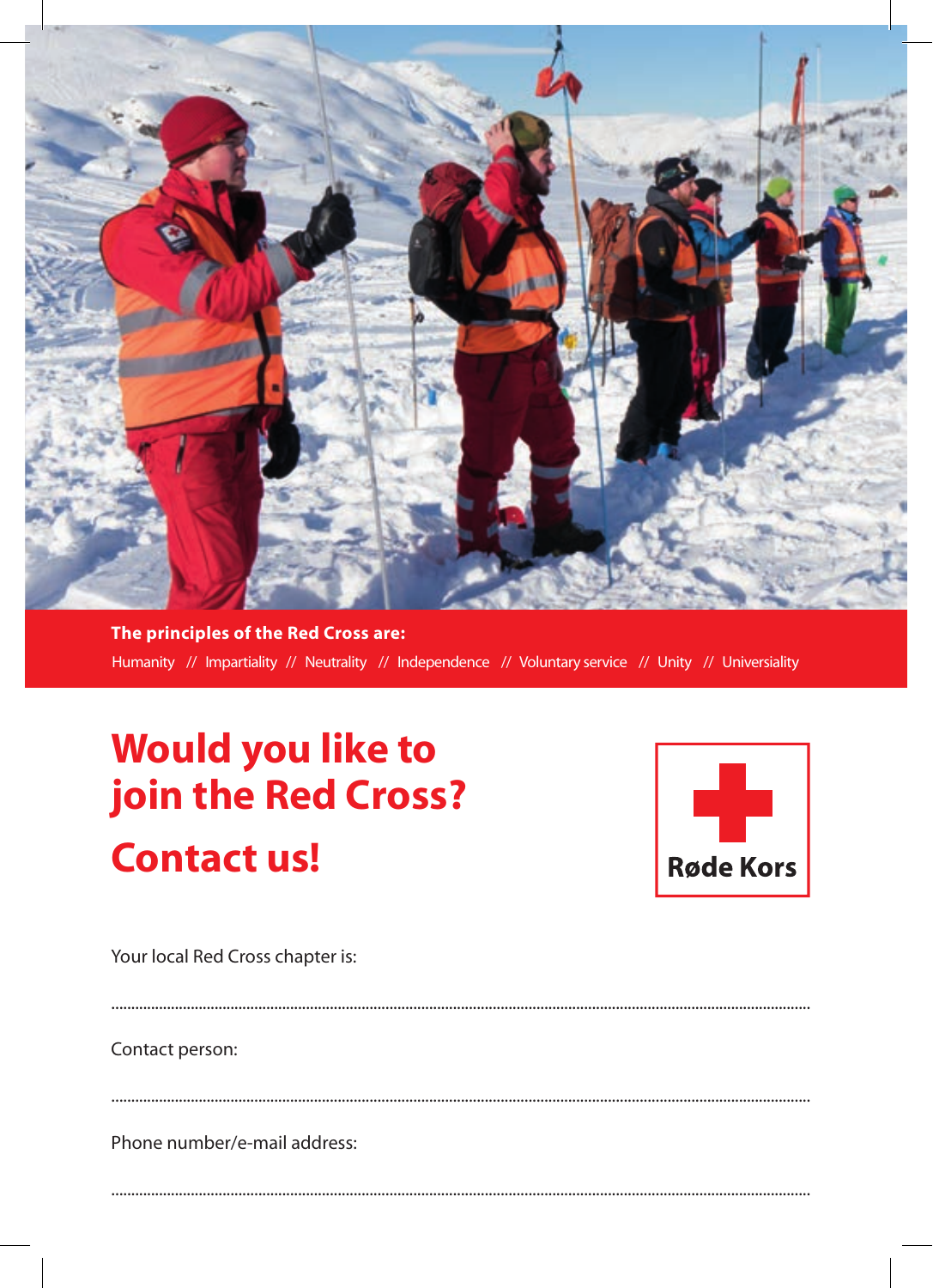**The principles of the Red Cross are:**

Humanity // Impartiality // Neutrality // Independence // Voluntary service // Unity // Universiality

# Would you like to join the Red Cross?

# Contact us!

Røde Kors

Your local Red Cross chapter is:

..............................................................................................................................................................

Contact person:

..............................................................................................................................................................

Phone number/e-mail address:

..............................................................................................................................................................